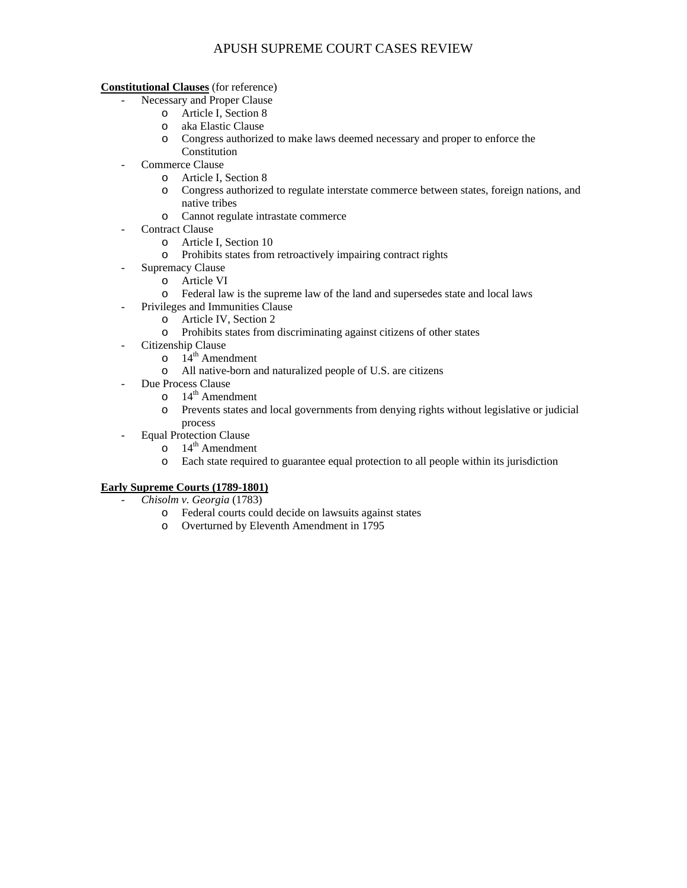# APUSH SUPREME COURT CASES REVIEW

**Constitutional Clauses** (for reference)

- Necessary and Proper Clause
  - Article I, Section 8
  - aka Elastic Clause
  - Congress authorized to make laws deemed necessary and proper to enforce the Constitution
- Commerce Clause
  - Article I, Section 8
  - Congress authorized to regulate interstate commerce between states, foreign nations, and native tribes
  - Cannot regulate intrastate commerce
- Contract Clause
  - Article I, Section 10
  - Prohibits states from retroactively impairing contract rights
- Supremacy Clause
  - Article VI
  - Federal law is the supreme law of the land and supersedes state and local laws
- Privileges and Immunities Clause
  - Article IV, Section 2
  - Prohibits states from discriminating against citizens of other states
- Citizenship Clause
  - 14th Amendment
  - All native-born and naturalized people of U.S. are citizens
- Due Process Clause
  - 14th Amendment
  - Prevents states and local governments from denying rights without legislative or judicial process
- Equal Protection Clause
  - 14th Amendment
  - Each state required to guarantee equal protection to all people within its jurisdiction

**Early Supreme Courts (1789-1801)**

- *Chisolm v. Georgia* (1783)
  - Federal courts could decide on lawsuits against states
  - Overturned by Eleventh Amendment in 1795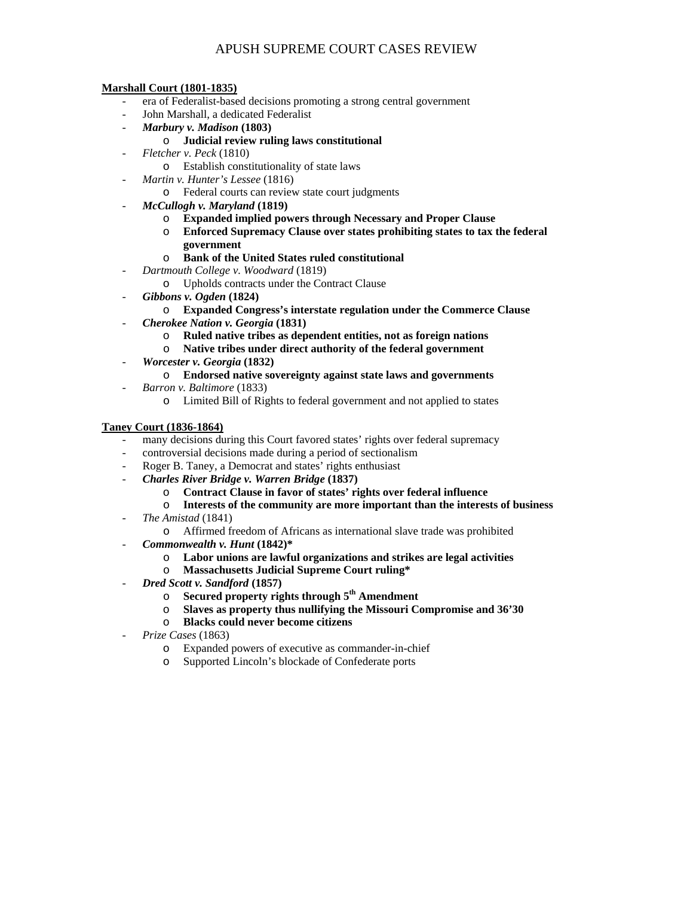# APUSH SUPREME COURT CASES REVIEW

**Marshall Court (1801-1835)**

- era of Federalist-based decisions promoting a strong central government
- John Marshall, a dedicated Federalist
- ***Marbury v. Madison* (1803)**
  - **Judicial review ruling laws constitutional**
- *Fletcher v. Peck* (1810)
  - Establish constitutionality of state laws
- *Martin v. Hunter's Lessee* (1816)
  - Federal courts can review state court judgments
- ***McCullogh v. Maryland* (1819)**
  - **Expanded implied powers through Necessary and Proper Clause**
  - **Enforced Supremacy Clause over states prohibiting states to tax the federal government**
  - **Bank of the United States ruled constitutional**
- *Dartmouth College v. Woodward* (1819)
  - Upholds contracts under the Contract Clause
- ***Gibbons v. Ogden* (1824)**
  - **Expanded Congress's interstate regulation under the Commerce Clause**
- ***Cherokee Nation v. Georgia* (1831)**
  - **Ruled native tribes as dependent entities, not as foreign nations**
  - **Native tribes under direct authority of the federal government**
- ***Worcester v. Georgia* (1832)**
  - **Endorsed native sovereignty against state laws and governments**
- *Barron v. Baltimore* (1833)
  - Limited Bill of Rights to federal government and not applied to states

**Taney Court (1836-1864)**

- many decisions during this Court favored states' rights over federal supremacy
- controversial decisions made during a period of sectionalism
- Roger B. Taney, a Democrat and states' rights enthusiast
- ***Charles River Bridge v. Warren Bridge* (1837)**
  - **Contract Clause in favor of states' rights over federal influence**
  - **Interests of the community are more important than the interests of business**
- *The Amistad* (1841)
  - Affirmed freedom of Africans as international slave trade was prohibited
- ***Commonwealth v. Hunt* (1842)***
  - **Labor unions are lawful organizations and strikes are legal activities**
  - **Massachusetts Judicial Supreme Court ruling***
- ***Dred Scott v. Sandford* (1857)**
  - **Secured property rights through 5th Amendment**
  - **Slaves as property thus nullifying the Missouri Compromise and 36'30**
  - **Blacks could never become citizens**
- *Prize Cases* (1863)
  - Expanded powers of executive as commander-in-chief
  - Supported Lincoln's blockade of Confederate ports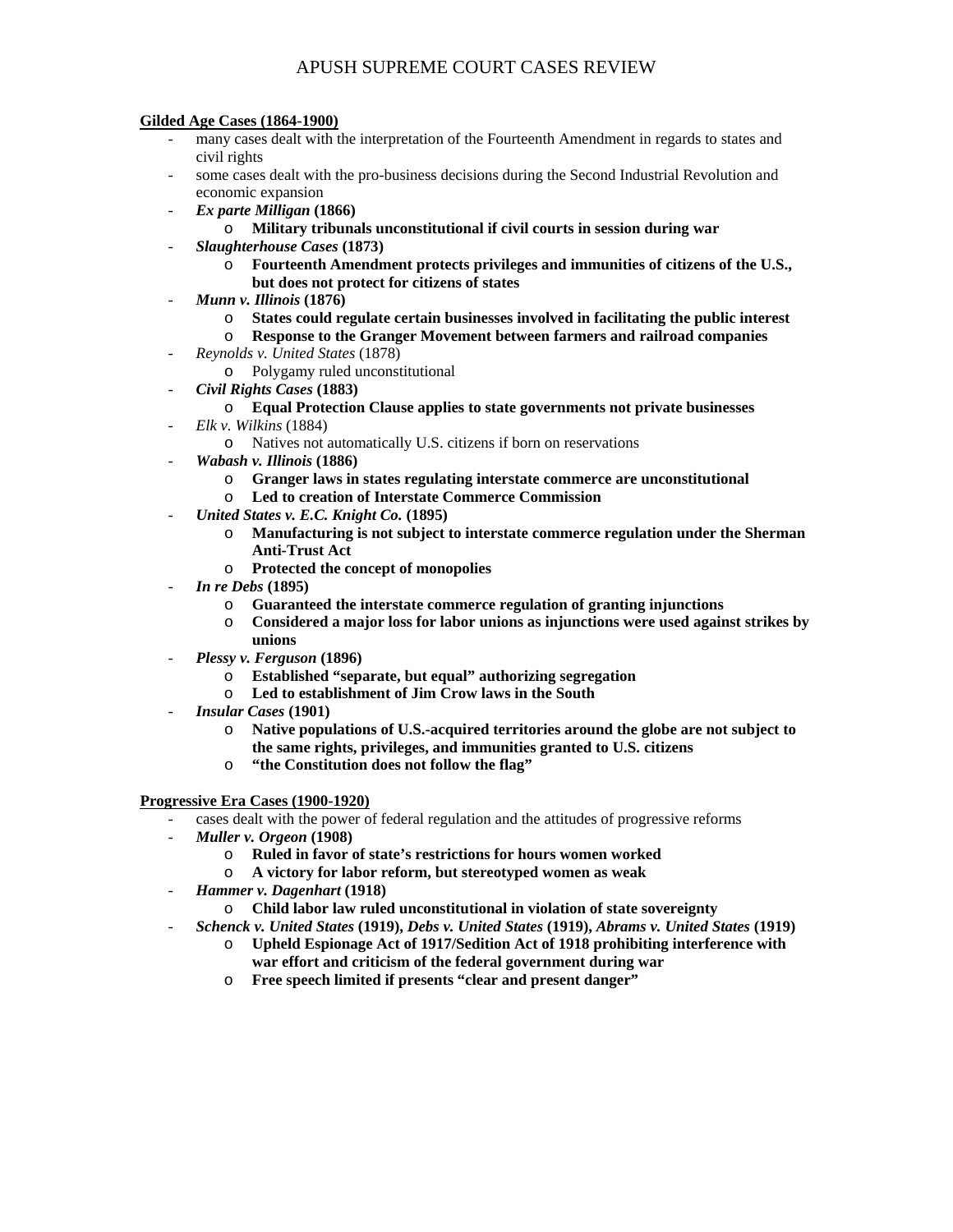# APUSH SUPREME COURT CASES REVIEW

**Gilded Age Cases (1864-1900)**

- many cases dealt with the interpretation of the Fourteenth Amendment in regards to states and civil rights
- some cases dealt with the pro-business decisions during the Second Industrial Revolution and economic expansion
- ***Ex parte Milligan* (1866)**
  - **Military tribunals unconstitutional if civil courts in session during war**
- ***Slaughterhouse Cases* (1873)**
  - **Fourteenth Amendment protects privileges and immunities of citizens of the U.S., but does not protect for citizens of states**
- ***Munn v. Illinois* (1876)**
  - **States could regulate certain businesses involved in facilitating the public interest**
  - **Response to the Granger Movement between farmers and railroad companies**
- *Reynolds v. United States* (1878)
  - Polygamy ruled unconstitutional
- ***Civil Rights Cases* (1883)**
  - **Equal Protection Clause applies to state governments not private businesses**
- *Elk v. Wilkins* (1884)
  - Natives not automatically U.S. citizens if born on reservations
- ***Wabash v. Illinois* (1886)**
  - **Granger laws in states regulating interstate commerce are unconstitutional**
  - **Led to creation of Interstate Commerce Commission**
- ***United States v. E.C. Knight Co.* (1895)**
  - **Manufacturing is not subject to interstate commerce regulation under the Sherman Anti-Trust Act**
  - **Protected the concept of monopolies**
- ***In re Debs* (1895)**
  - **Guaranteed the interstate commerce regulation of granting injunctions**
  - **Considered a major loss for labor unions as injunctions were used against strikes by unions**
- ***Plessy v. Ferguson* (1896)**
  - **Established "separate, but equal" authorizing segregation**
  - **Led to establishment of Jim Crow laws in the South**
- ***Insular Cases* (1901)**
  - **Native populations of U.S.-acquired territories around the globe are not subject to the same rights, privileges, and immunities granted to U.S. citizens**
  - **"the Constitution does not follow the flag"**

**Progressive Era Cases (1900-1920)**

- cases dealt with the power of federal regulation and the attitudes of progressive reforms
- ***Muller v. Orgeon* (1908)**
  - **Ruled in favor of state's restrictions for hours women worked**
  - **A victory for labor reform, but stereotyped women as weak**
- ***Hammer v. Dagenhart* (1918)**
  - **Child labor law ruled unconstitutional in violation of state sovereignty**
- ***Schenck v. United States* (1919), *Debs v. United States* (1919), *Abrams v. United States* (1919)**
  - **Upheld Espionage Act of 1917/Sedition Act of 1918 prohibiting interference with war effort and criticism of the federal government during war**
  - **Free speech limited if presents "clear and present danger"**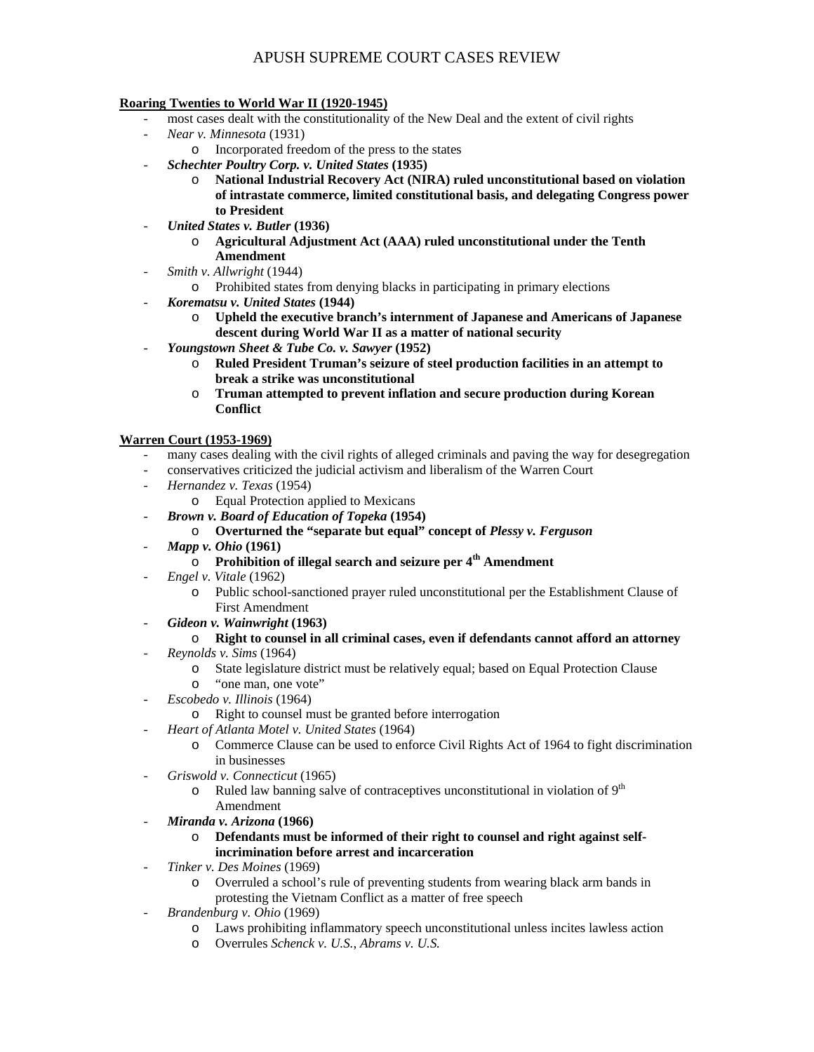# APUSH SUPREME COURT CASES REVIEW

**Roaring Twenties to World War II (1920-1945)**

- most cases dealt with the constitutionality of the New Deal and the extent of civil rights
- *Near v. Minnesota* (1931)
  - Incorporated freedom of the press to the states
- ***Schechter Poultry Corp. v. United States* (1935)**
  - **National Industrial Recovery Act (NIRA) ruled unconstitutional based on violation of intrastate commerce, limited constitutional basis, and delegating Congress power to President**
- ***United States v. Butler* (1936)**
  - **Agricultural Adjustment Act (AAA) ruled unconstitutional under the Tenth Amendment**
- *Smith v. Allwright* (1944)
  - Prohibited states from denying blacks in participating in primary elections
- ***Korematsu v. United States* (1944)**
  - **Upheld the executive branch's internment of Japanese and Americans of Japanese descent during World War II as a matter of national security**
- ***Youngstown Sheet & Tube Co. v. Sawyer* (1952)**
  - **Ruled President Truman's seizure of steel production facilities in an attempt to break a strike was unconstitutional**
  - **Truman attempted to prevent inflation and secure production during Korean Conflict**

**Warren Court (1953-1969)**

- many cases dealing with the civil rights of alleged criminals and paving the way for desegregation
- conservatives criticized the judicial activism and liberalism of the Warren Court
- *Hernandez v. Texas* (1954)
  - Equal Protection applied to Mexicans
- ***Brown v. Board of Education of Topeka* (1954)**
  - **Overturned the "separate but equal" concept of *Plessy v. Ferguson***
- ***Mapp v. Ohio* (1961)**
  - **Prohibition of illegal search and seizure per 4th Amendment**
- *Engel v. Vitale* (1962)
  - Public school-sanctioned prayer ruled unconstitutional per the Establishment Clause of First Amendment
- ***Gideon v. Wainwright* (1963)**
  - **Right to counsel in all criminal cases, even if defendants cannot afford an attorney**
- *Reynolds v. Sims* (1964)
  - State legislature district must be relatively equal; based on Equal Protection Clause
  - "one man, one vote"
- *Escobedo v. Illinois* (1964)
  - Right to counsel must be granted before interrogation
- *Heart of Atlanta Motel v. United States* (1964)
  - Commerce Clause can be used to enforce Civil Rights Act of 1964 to fight discrimination in businesses
- *Griswold v. Connecticut* (1965)
  - Ruled law banning salve of contraceptives unconstitutional in violation of 9th Amendment
- ***Miranda v. Arizona* (1966)**
  - **Defendants must be informed of their right to counsel and right against self-incrimination before arrest and incarceration**
- *Tinker v. Des Moines* (1969)
  - Overruled a school's rule of preventing students from wearing black arm bands in protesting the Vietnam Conflict as a matter of free speech
- *Brandenburg v. Ohio* (1969)
  - Laws prohibiting inflammatory speech unconstitutional unless incites lawless action
  - Overrules *Schenck v. U.S.*, *Abrams v. U.S.*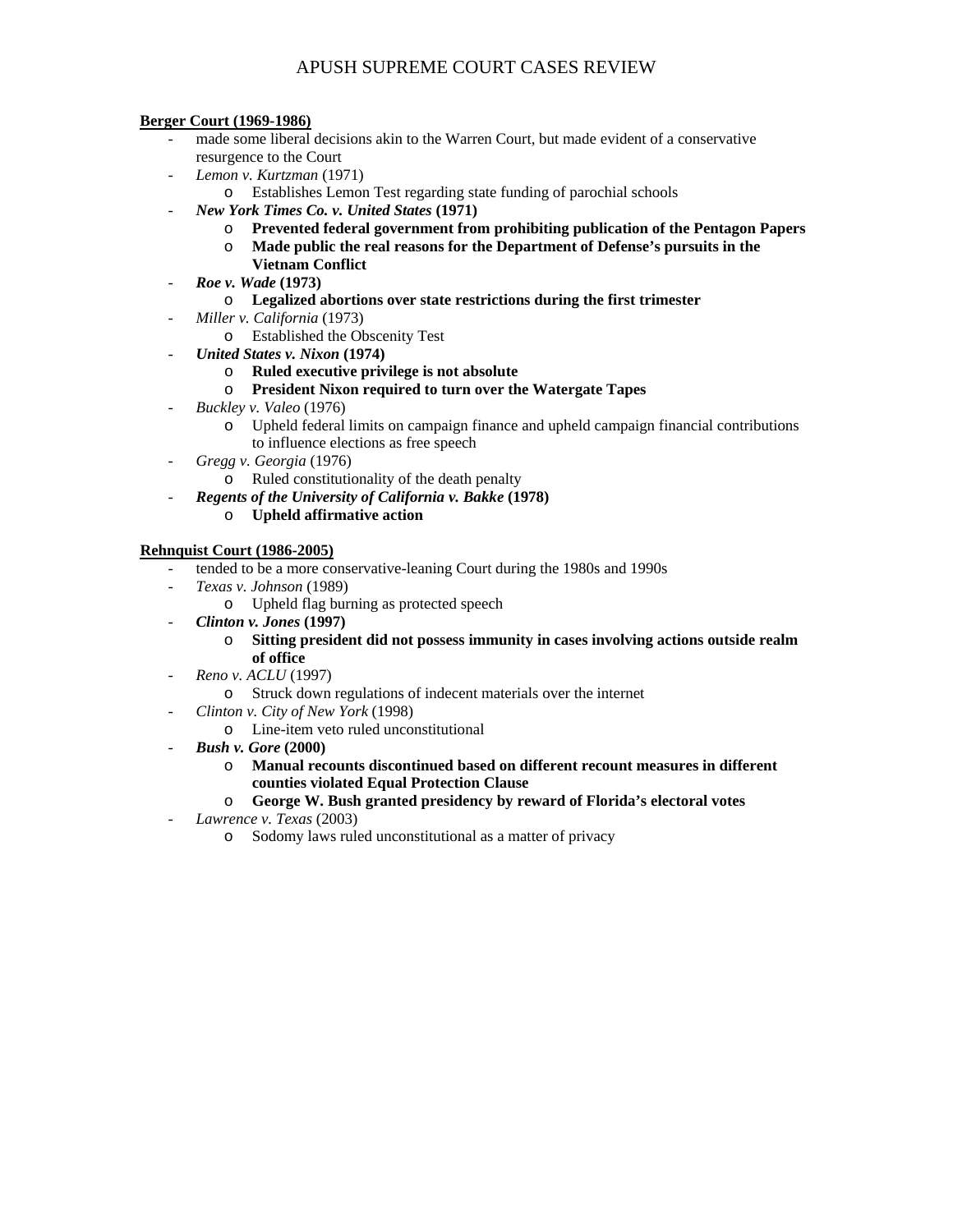# APUSH SUPREME COURT CASES REVIEW

**<u>Berger Court (1969-1986)</u>**

- made some liberal decisions akin to the Warren Court, but made evident of a conservative resurgence to the Court
- *Lemon v. Kurtzman* (1971)
    - Establishes Lemon Test regarding state funding of parochial schools
- ***New York Times Co. v. United States* (1971)**
    - **Prevented federal government from prohibiting publication of the Pentagon Papers**
    - **Made public the real reasons for the Department of Defense's pursuits in the Vietnam Conflict**
- ***Roe v. Wade* (1973)**
    - **Legalized abortions over state restrictions during the first trimester**
- *Miller v. California* (1973)
    - Established the Obscenity Test
- ***United States v. Nixon* (1974)**
    - **Ruled executive privilege is not absolute**
    - **President Nixon required to turn over the Watergate Tapes**
- *Buckley v. Valeo* (1976)
    - Upheld federal limits on campaign finance and upheld campaign financial contributions to influence elections as free speech
- *Gregg v. Georgia* (1976)
    - Ruled constitutionality of the death penalty
- ***Regents of the University of California v. Bakke* (1978)**
    - **Upheld affirmative action**

**<u>Rehnquist Court (1986-2005)</u>**

- tended to be a more conservative-leaning Court during the 1980s and 1990s
- *Texas v. Johnson* (1989)
    - Upheld flag burning as protected speech
- ***Clinton v. Jones* (1997)**
    - **Sitting president did not possess immunity in cases involving actions outside realm of office**
- *Reno v. ACLU* (1997)
    - Struck down regulations of indecent materials over the internet
- *Clinton v. City of New York* (1998)
    - Line-item veto ruled unconstitutional
- ***Bush v. Gore* (2000)**
    - **Manual recounts discontinued based on different recount measures in different counties violated Equal Protection Clause**
    - **George W. Bush granted presidency by reward of Florida's electoral votes**
- *Lawrence v. Texas* (2003)
    - Sodomy laws ruled unconstitutional as a matter of privacy